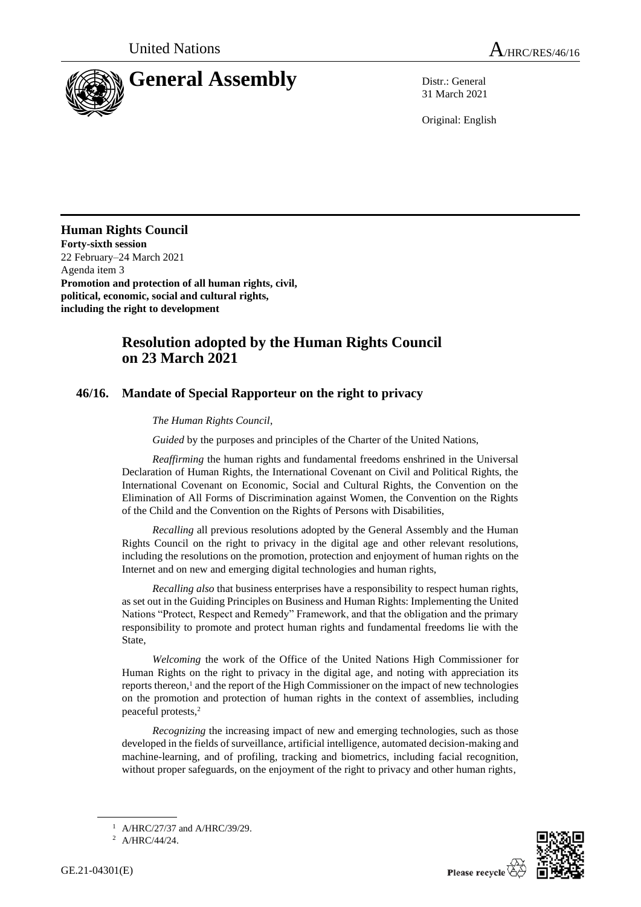United Nations

A/HRC/RES/46/16

# General Assembly

Distr.: General
31 March 2021

Original: English

**Human Rights Council**
**Forty-sixth session**
22 February–24 March 2021
Agenda item 3
**Promotion and protection of all human rights, civil, political, economic, social and cultural rights, including the right to development**

## Resolution adopted by the Human Rights Council on 23 March 2021

### 46/16. Mandate of Special Rapporteur on the right to privacy

*The Human Rights Council*,

*Guided* by the purposes and principles of the Charter of the United Nations,

*Reaffirming* the human rights and fundamental freedoms enshrined in the Universal Declaration of Human Rights, the International Covenant on Civil and Political Rights, the International Covenant on Economic, Social and Cultural Rights, the Convention on the Elimination of All Forms of Discrimination against Women, the Convention on the Rights of the Child and the Convention on the Rights of Persons with Disabilities,

*Recalling* all previous resolutions adopted by the General Assembly and the Human Rights Council on the right to privacy in the digital age and other relevant resolutions, including the resolutions on the promotion, protection and enjoyment of human rights on the Internet and on new and emerging digital technologies and human rights,

*Recalling also* that business enterprises have a responsibility to respect human rights, as set out in the Guiding Principles on Business and Human Rights: Implementing the United Nations "Protect, Respect and Remedy" Framework, and that the obligation and the primary responsibility to promote and protect human rights and fundamental freedoms lie with the State,

*Welcoming* the work of the Office of the United Nations High Commissioner for Human Rights on the right to privacy in the digital age, and noting with appreciation its reports thereon,[1] and the report of the High Commissioner on the impact of new technologies on the promotion and protection of human rights in the context of assemblies, including peaceful protests,[2]

*Recognizing* the increasing impact of new and emerging technologies, such as those developed in the fields of surveillance, artificial intelligence, automated decision-making and machine-learning, and of profiling, tracking and biometrics, including facial recognition, without proper safeguards, on the enjoyment of the right to privacy and other human rights,

[1] A/HRC/27/37 and A/HRC/39/29.
[2] A/HRC/44/24.

GE.21-04301(E)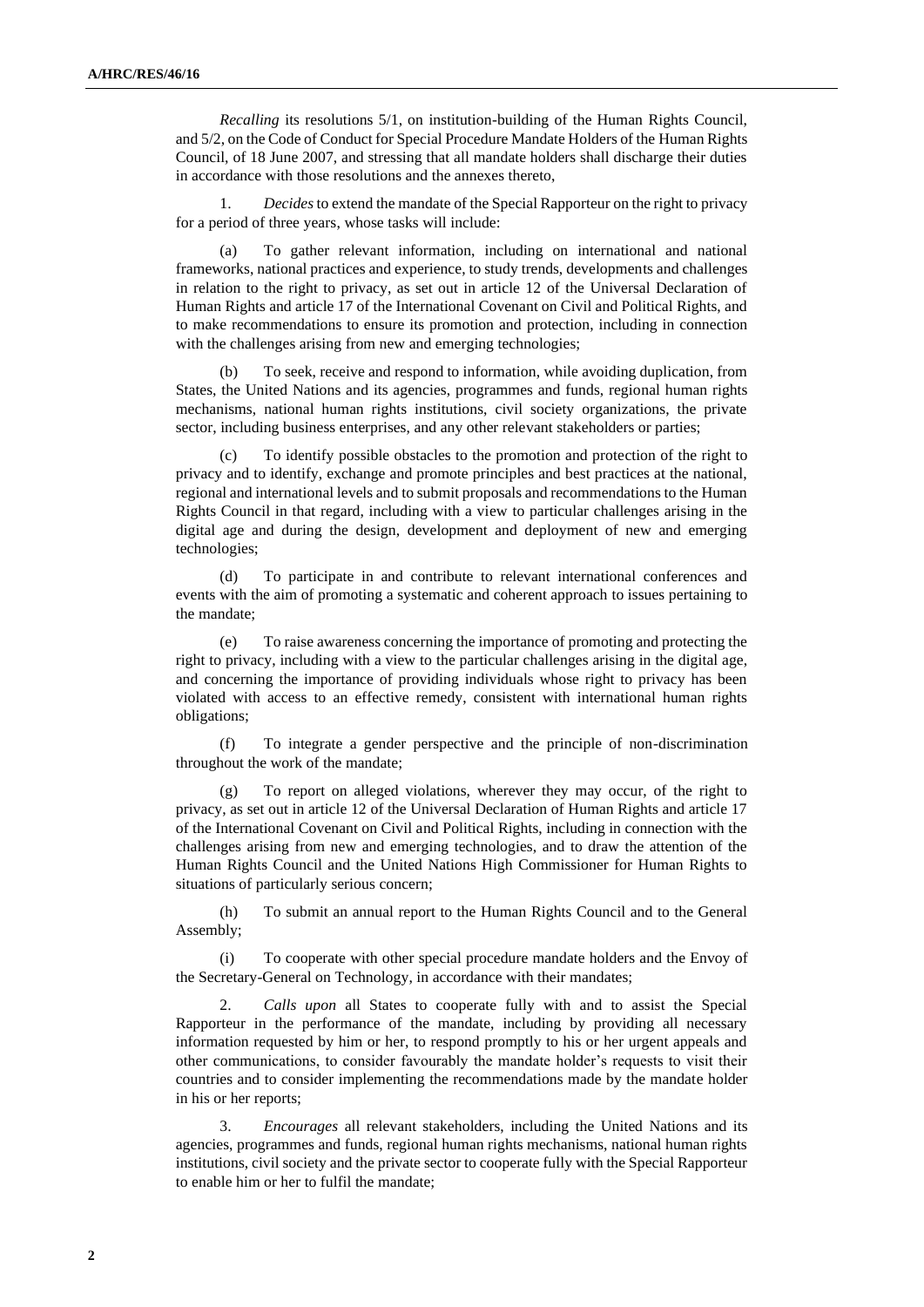*Recalling* its resolutions 5/1, on institution-building of the Human Rights Council, and 5/2, on the Code of Conduct for Special Procedure Mandate Holders of the Human Rights Council, of 18 June 2007, and stressing that all mandate holders shall discharge their duties in accordance with those resolutions and the annexes thereto,

1. *Decides* to extend the mandate of the Special Rapporteur on the right to privacy for a period of three years, whose tasks will include:

(a) To gather relevant information, including on international and national frameworks, national practices and experience, to study trends, developments and challenges in relation to the right to privacy, as set out in article 12 of the Universal Declaration of Human Rights and article 17 of the International Covenant on Civil and Political Rights, and to make recommendations to ensure its promotion and protection, including in connection with the challenges arising from new and emerging technologies;

(b) To seek, receive and respond to information, while avoiding duplication, from States, the United Nations and its agencies, programmes and funds, regional human rights mechanisms, national human rights institutions, civil society organizations, the private sector, including business enterprises, and any other relevant stakeholders or parties;

(c) To identify possible obstacles to the promotion and protection of the right to privacy and to identify, exchange and promote principles and best practices at the national, regional and international levels and to submit proposals and recommendations to the Human Rights Council in that regard, including with a view to particular challenges arising in the digital age and during the design, development and deployment of new and emerging technologies;

(d) To participate in and contribute to relevant international conferences and events with the aim of promoting a systematic and coherent approach to issues pertaining to the mandate;

(e) To raise awareness concerning the importance of promoting and protecting the right to privacy, including with a view to the particular challenges arising in the digital age, and concerning the importance of providing individuals whose right to privacy has been violated with access to an effective remedy, consistent with international human rights obligations;

(f) To integrate a gender perspective and the principle of non-discrimination throughout the work of the mandate;

(g) To report on alleged violations, wherever they may occur, of the right to privacy, as set out in article 12 of the Universal Declaration of Human Rights and article 17 of the International Covenant on Civil and Political Rights, including in connection with the challenges arising from new and emerging technologies, and to draw the attention of the Human Rights Council and the United Nations High Commissioner for Human Rights to situations of particularly serious concern;

(h) To submit an annual report to the Human Rights Council and to the General Assembly;

(i) To cooperate with other special procedure mandate holders and the Envoy of the Secretary-General on Technology, in accordance with their mandates;

2. *Calls upon* all States to cooperate fully with and to assist the Special Rapporteur in the performance of the mandate, including by providing all necessary information requested by him or her, to respond promptly to his or her urgent appeals and other communications, to consider favourably the mandate holder's requests to visit their countries and to consider implementing the recommendations made by the mandate holder in his or her reports;

3. *Encourages* all relevant stakeholders, including the United Nations and its agencies, programmes and funds, regional human rights mechanisms, national human rights institutions, civil society and the private sector to cooperate fully with the Special Rapporteur to enable him or her to fulfil the mandate;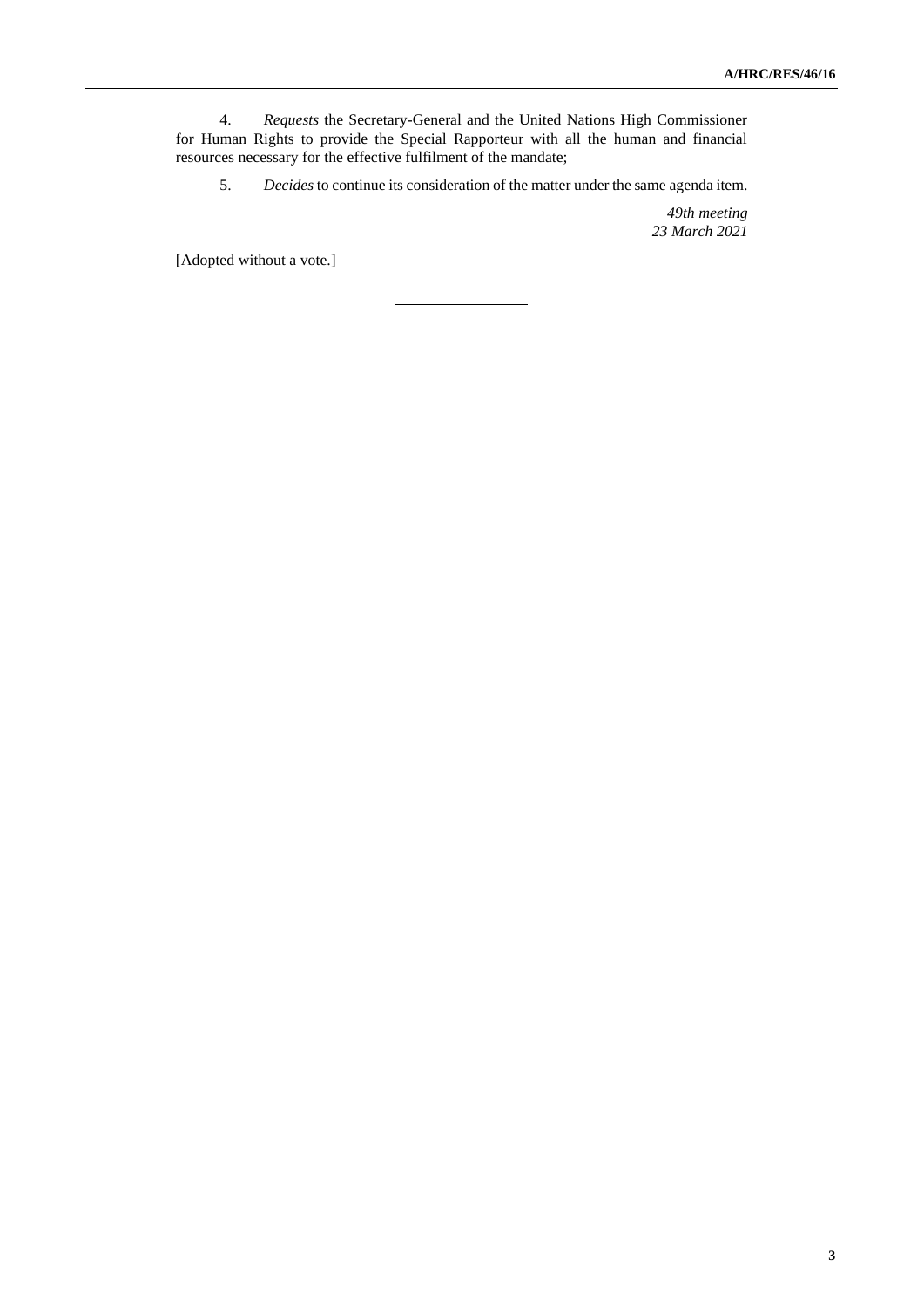4. *Requests* the Secretary-General and the United Nations High Commissioner for Human Rights to provide the Special Rapporteur with all the human and financial resources necessary for the effective fulfilment of the mandate;

5. *Decides* to continue its consideration of the matter under the same agenda item.

*49th meeting*
*23 March 2021*

[Adopted without a vote.]